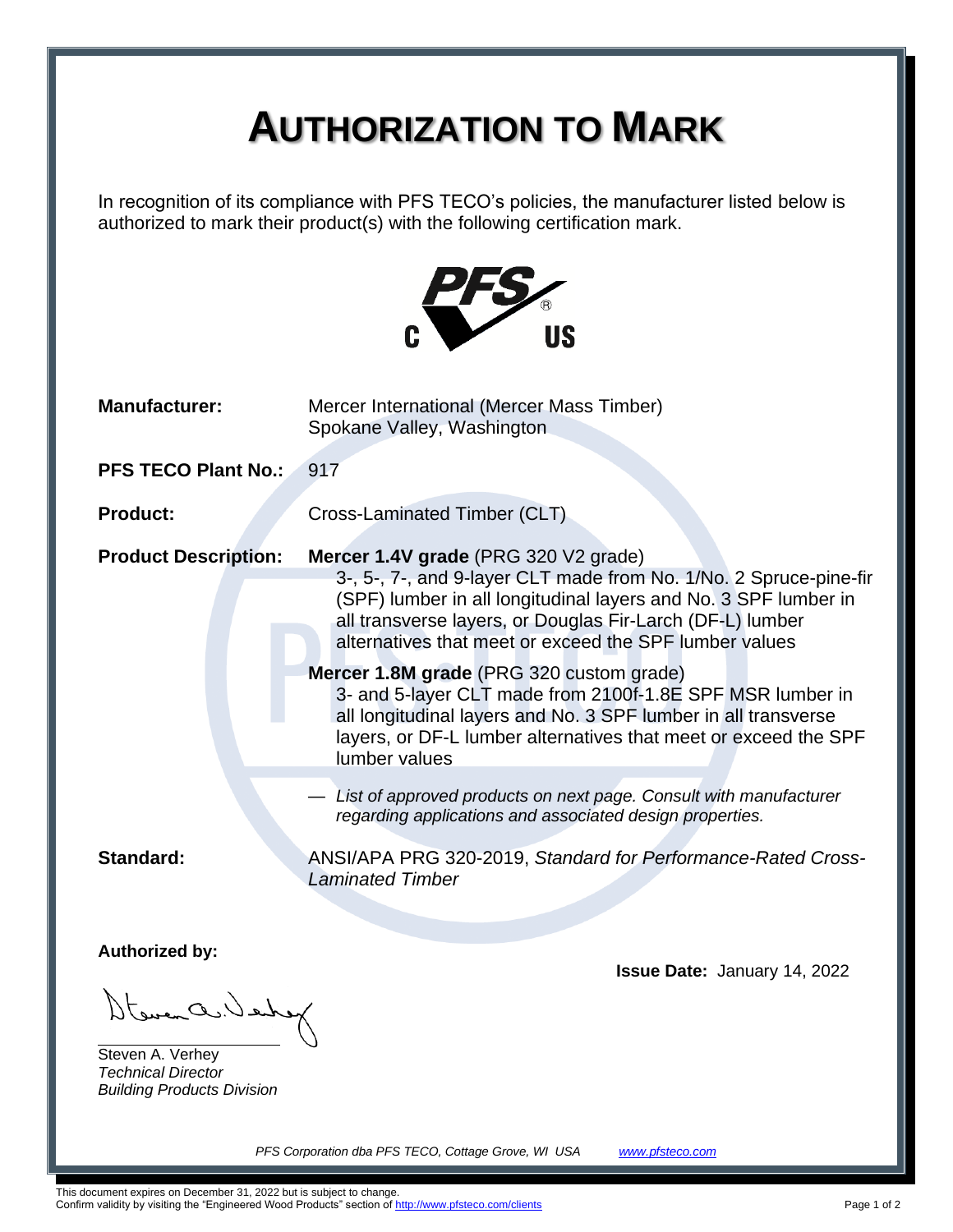# AUTHORIZATION TO MARK

In recognition of its compliance with PFS TECO's policies, the manufacturer listed below is authorized to mark their product(s) with the following certification mark.

PFS® C US

**Manufacturer:** Mercer International (Mercer Mass Timber)
Spokane Valley, Washington

**PFS TECO Plant No.:** 917

**Product:** Cross-Laminated Timber (CLT)

**Product Description:**

**Mercer 1.4V grade** (PRG 320 V2 grade)
3-, 5-, 7-, and 9-layer CLT made from No. 1/No. 2 Spruce-pine-fir (SPF) lumber in all longitudinal layers and No. 3 SPF lumber in all transverse layers, or Douglas Fir-Larch (DF-L) lumber alternatives that meet or exceed the SPF lumber values

**Mercer 1.8M grade** (PRG 320 custom grade)
3- and 5-layer CLT made from 2100f-1.8E SPF MSR lumber in all longitudinal layers and No. 3 SPF lumber in all transverse layers, or DF-L lumber alternatives that meet or exceed the SPF lumber values

— *List of approved products on next page. Consult with manufacturer regarding applications and associated design properties.*

**Standard:** ANSI/APA PRG 320-2019, *Standard for Performance-Rated Cross-Laminated Timber*

**Authorized by:**

**Issue Date:** January 14, 2022

Steven A. Verhey
*Technical Director*
*Building Products Division*

*PFS Corporation dba PFS TECO, Cottage Grove, WI USA* *www.pfsteco.com*

This document expires on December 31, 2022 but is subject to change.
Confirm validity by visiting the "Engineered Wood Products" section of http://www.pfsteco.com/clients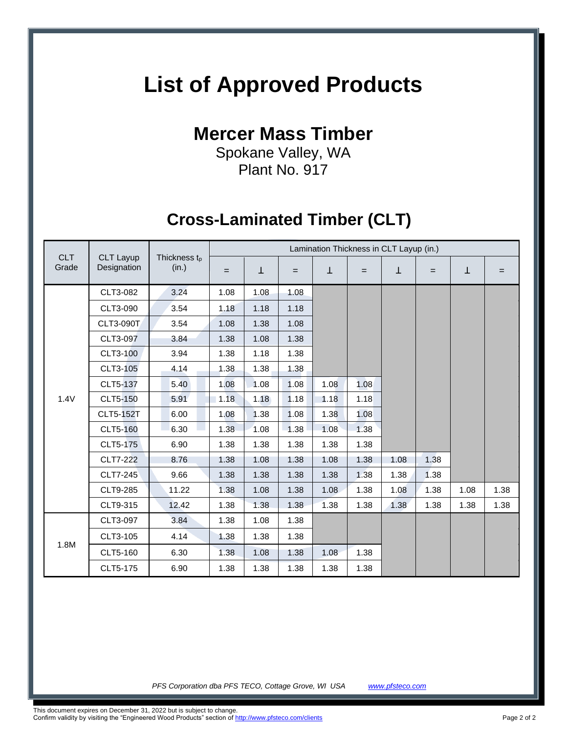# List of Approved Products

## Mercer Mass Timber

Spokane Valley, WA
Plant No. 917

## Cross-Laminated Timber (CLT)

| CLT Grade | CLT Layup Designation | Thickness $t_p$ (in.) | Lamination Thickness in CLT Layup (in.) | | | | | | | | |
|---|---|---|---|---|---|---|---|---|---|---|---|
| | | | = | ⊥ | = | ⊥ | = | ⊥ | = | ⊥ | = |
| 1.4V | CLT3-082 | 3.24 | 1.08 | 1.08 | 1.08 | | | | | | |
| | CLT3-090 | 3.54 | 1.18 | 1.18 | 1.18 | | | | | | |
| | CLT3-090T | 3.54 | 1.08 | 1.38 | 1.08 | | | | | | |
| | CLT3-097 | 3.84 | 1.38 | 1.08 | 1.38 | | | | | | |
| | CLT3-100 | 3.94 | 1.38 | 1.18 | 1.38 | | | | | | |
| | CLT3-105 | 4.14 | 1.38 | 1.38 | 1.38 | | | | | | |
| | CLT5-137 | 5.40 | 1.08 | 1.08 | 1.08 | 1.08 | 1.08 | | | | |
| | CLT5-150 | 5.91 | 1.18 | 1.18 | 1.18 | 1.18 | 1.18 | | | | |
| | CLT5-152T | 6.00 | 1.08 | 1.38 | 1.08 | 1.38 | 1.08 | | | | |
| | CLT5-160 | 6.30 | 1.38 | 1.08 | 1.38 | 1.08 | 1.38 | | | | |
| | CLT5-175 | 6.90 | 1.38 | 1.38 | 1.38 | 1.38 | 1.38 | | | | |
| | CLT7-222 | 8.76 | 1.38 | 1.08 | 1.38 | 1.08 | 1.38 | 1.08 | 1.38 | | |
| | CLT7-245 | 9.66 | 1.38 | 1.38 | 1.38 | 1.38 | 1.38 | 1.38 | 1.38 | | |
| | CLT9-285 | 11.22 | 1.38 | 1.08 | 1.38 | 1.08 | 1.38 | 1.08 | 1.38 | 1.08 | 1.38 |
| | CLT9-315 | 12.42 | 1.38 | 1.38 | 1.38 | 1.38 | 1.38 | 1.38 | 1.38 | 1.38 | 1.38 |
| 1.8M | CLT3-097 | 3.84 | 1.38 | 1.08 | 1.38 | | | | | | |
| | CLT3-105 | 4.14 | 1.38 | 1.38 | 1.38 | | | | | | |
| | CLT5-160 | 6.30 | 1.38 | 1.08 | 1.38 | 1.08 | 1.38 | | | | |
| | CLT5-175 | 6.90 | 1.38 | 1.38 | 1.38 | 1.38 | 1.38 | | | | |

*PFS Corporation dba PFS TECO, Cottage Grove, WI USA* *www.pfsteco.com*

This document expires on December 31, 2022 but is subject to change.
Confirm validity by visiting the "Engineered Wood Products" section of http://www.pfsteco.com/clients